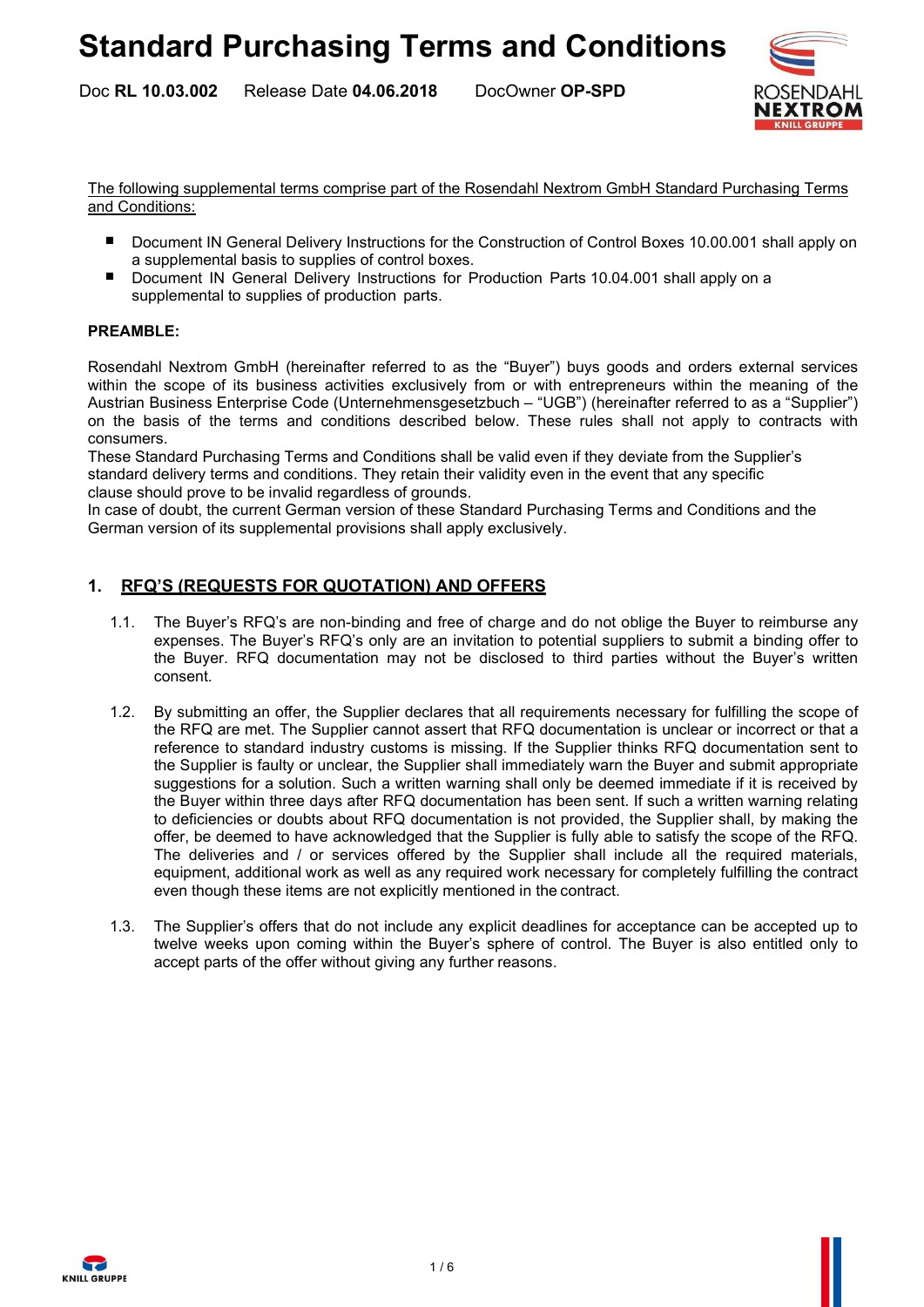# Standard Purchasing Terms and Conditions

Doc **RL 10.03.002** Release Date **04.06.2018** DocOwner **OP-SPD**

The following supplemental terms comprise part of the Rosendahl Nextrom GmbH Standard Purchasing Terms and Conditions:

- Document IN General Delivery Instructions for the Construction of Control Boxes 10.00.001 shall apply on a supplemental basis to supplies of control boxes.
- Document IN General Delivery Instructions for Production Parts 10.04.001 shall apply on a supplemental to supplies of production parts.

**PREAMBLE:**

Rosendahl Nextrom GmbH (hereinafter referred to as the "Buyer") buys goods and orders external services within the scope of its business activities exclusively from or with entrepreneurs within the meaning of the Austrian Business Enterprise Code (Unternehmensgesetzbuch – "UGB") (hereinafter referred to as a "Supplier") on the basis of the terms and conditions described below. These rules shall not apply to contracts with consumers.
These Standard Purchasing Terms and Conditions shall be valid even if they deviate from the Supplier's standard delivery terms and conditions. They retain their validity even in the event that any specific clause should prove to be invalid regardless of grounds.
In case of doubt, the current German version of these Standard Purchasing Terms and Conditions and the German version of its supplemental provisions shall apply exclusively.

## 1. RFQ'S (REQUESTS FOR QUOTATION) AND OFFERS

1.1. The Buyer's RFQ's are non-binding and free of charge and do not oblige the Buyer to reimburse any expenses. The Buyer's RFQ's only are an invitation to potential suppliers to submit a binding offer to the Buyer. RFQ documentation may not be disclosed to third parties without the Buyer's written consent.

1.2. By submitting an offer, the Supplier declares that all requirements necessary for fulfilling the scope of the RFQ are met. The Supplier cannot assert that RFQ documentation is unclear or incorrect or that a reference to standard industry customs is missing. If the Supplier thinks RFQ documentation sent to the Supplier is faulty or unclear, the Supplier shall immediately warn the Buyer and submit appropriate suggestions for a solution. Such a written warning shall only be deemed immediate if it is received by the Buyer within three days after RFQ documentation has been sent. If such a written warning relating to deficiencies or doubts about RFQ documentation is not provided, the Supplier shall, by making the offer, be deemed to have acknowledged that the Supplier is fully able to satisfy the scope of the RFQ. The deliveries and / or services offered by the Supplier shall include all the required materials, equipment, additional work as well as any required work necessary for completely fulfilling the contract even though these items are not explicitly mentioned in the contract.

1.3. The Supplier's offers that do not include any explicit deadlines for acceptance can be accepted up to twelve weeks upon coming within the Buyer's sphere of control. The Buyer is also entitled only to accept parts of the offer without giving any further reasons.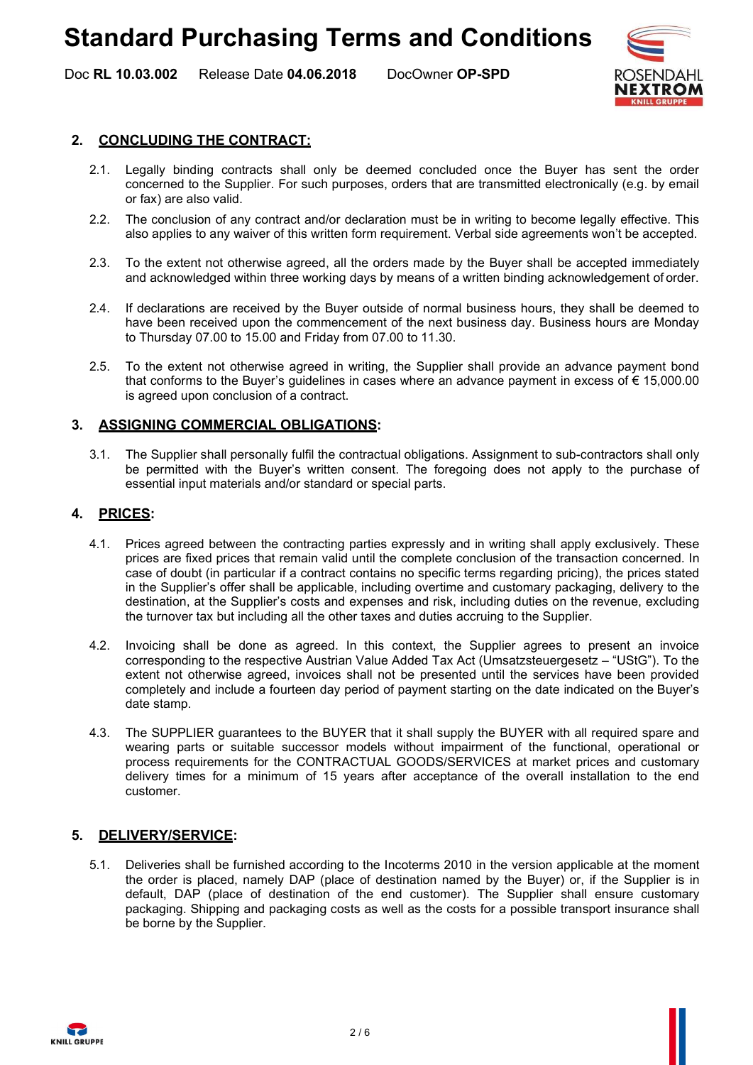## 2. CONCLUDING THE CONTRACT:

2.1. Legally binding contracts shall only be deemed concluded once the Buyer has sent the order concerned to the Supplier. For such purposes, orders that are transmitted electronically (e.g. by email or fax) are also valid.

2.2. The conclusion of any contract and/or declaration must be in writing to become legally effective. This also applies to any waiver of this written form requirement. Verbal side agreements won't be accepted.

2.3. To the extent not otherwise agreed, all the orders made by the Buyer shall be accepted immediately and acknowledged within three working days by means of a written binding acknowledgement of order.

2.4. If declarations are received by the Buyer outside of normal business hours, they shall be deemed to have been received upon the commencement of the next business day. Business hours are Monday to Thursday 07.00 to 15.00 and Friday from 07.00 to 11.30.

2.5. To the extent not otherwise agreed in writing, the Supplier shall provide an advance payment bond that conforms to the Buyer's guidelines in cases where an advance payment in excess of € 15,000.00 is agreed upon conclusion of a contract.

## 3. ASSIGNING COMMERCIAL OBLIGATIONS:

3.1. The Supplier shall personally fulfil the contractual obligations. Assignment to sub-contractors shall only be permitted with the Buyer's written consent. The foregoing does not apply to the purchase of essential input materials and/or standard or special parts.

## 4. PRICES:

4.1. Prices agreed between the contracting parties expressly and in writing shall apply exclusively. These prices are fixed prices that remain valid until the complete conclusion of the transaction concerned. In case of doubt (in particular if a contract contains no specific terms regarding pricing), the prices stated in the Supplier's offer shall be applicable, including overtime and customary packaging, delivery to the destination, at the Supplier's costs and expenses and risk, including duties on the revenue, excluding the turnover tax but including all the other taxes and duties accruing to the Supplier.

4.2. Invoicing shall be done as agreed. In this context, the Supplier agrees to present an invoice corresponding to the respective Austrian Value Added Tax Act (Umsatzsteuergesetz – "UStG"). To the extent not otherwise agreed, invoices shall not be presented until the services have been provided completely and include a fourteen day period of payment starting on the date indicated on the Buyer's date stamp.

4.3. The SUPPLIER guarantees to the BUYER that it shall supply the BUYER with all required spare and wearing parts or suitable successor models without impairment of the functional, operational or process requirements for the CONTRACTUAL GOODS/SERVICES at market prices and customary delivery times for a minimum of 15 years after acceptance of the overall installation to the end customer.

## 5. DELIVERY/SERVICE:

5.1. Deliveries shall be furnished according to the Incoterms 2010 in the version applicable at the moment the order is placed, namely DAP (place of destination named by the Buyer) or, if the Supplier is in default, DAP (place of destination of the end customer). The Supplier shall ensure customary packaging. Shipping and packaging costs as well as the costs for a possible transport insurance shall be borne by the Supplier.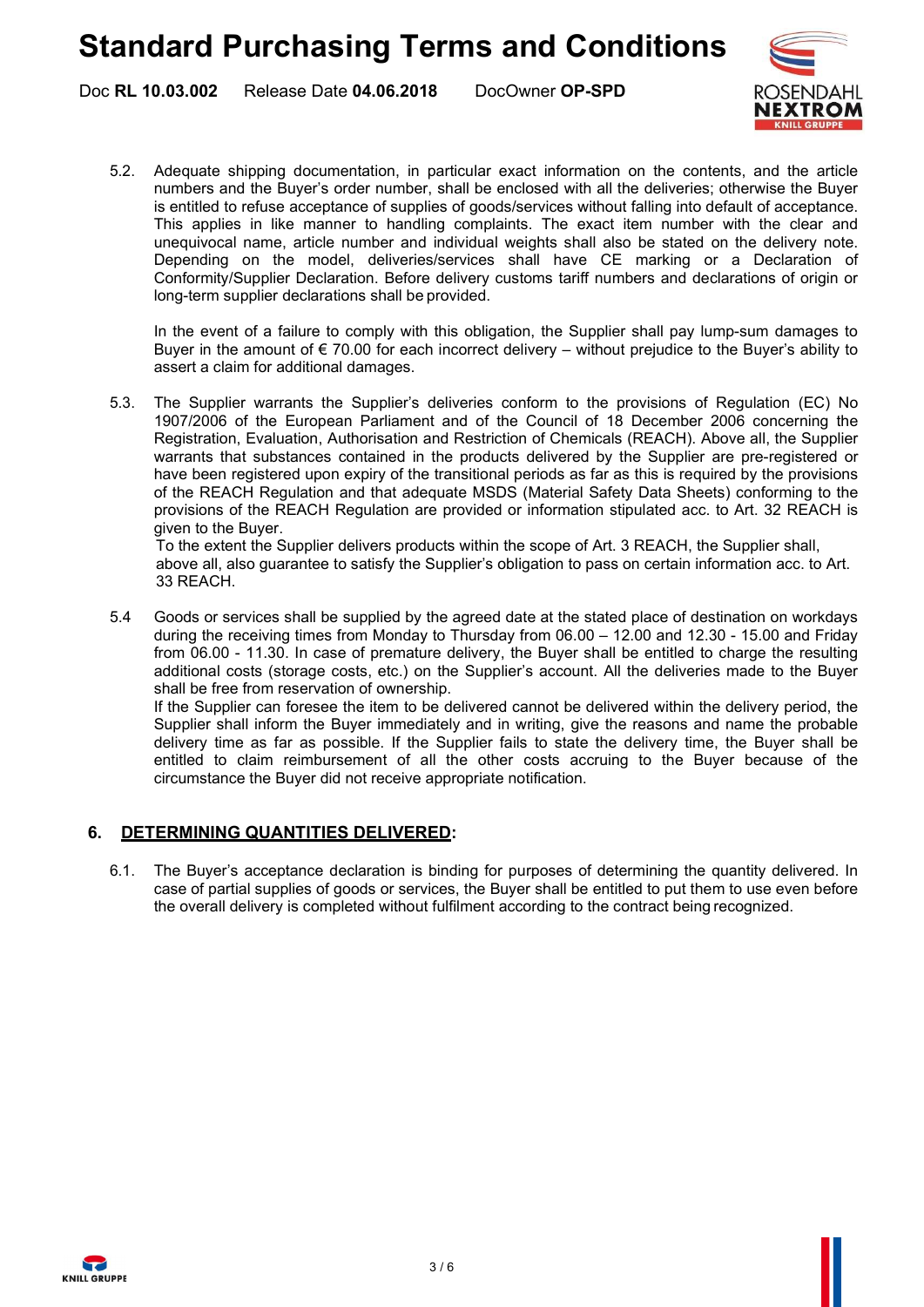5.2. Adequate shipping documentation, in particular exact information on the contents, and the article numbers and the Buyer's order number, shall be enclosed with all the deliveries; otherwise the Buyer is entitled to refuse acceptance of supplies of goods/services without falling into default of acceptance. This applies in like manner to handling complaints. The exact item number with the clear and unequivocal name, article number and individual weights shall also be stated on the delivery note. Depending on the model, deliveries/services shall have CE marking or a Declaration of Conformity/Supplier Declaration. Before delivery customs tariff numbers and declarations of origin or long-term supplier declarations shall be provided.

In the event of a failure to comply with this obligation, the Supplier shall pay lump-sum damages to Buyer in the amount of € 70.00 for each incorrect delivery – without prejudice to the Buyer's ability to assert a claim for additional damages.

5.3. The Supplier warrants the Supplier's deliveries conform to the provisions of Regulation (EC) No 1907/2006 of the European Parliament and of the Council of 18 December 2006 concerning the Registration, Evaluation, Authorisation and Restriction of Chemicals (REACH). Above all, the Supplier warrants that substances contained in the products delivered by the Supplier are pre-registered or have been registered upon expiry of the transitional periods as far as this is required by the provisions of the REACH Regulation and that adequate MSDS (Material Safety Data Sheets) conforming to the provisions of the REACH Regulation are provided or information stipulated acc. to Art. 32 REACH is given to the Buyer.
To the extent the Supplier delivers products within the scope of Art. 3 REACH, the Supplier shall, above all, also guarantee to satisfy the Supplier's obligation to pass on certain information acc. to Art. 33 REACH.

5.4 Goods or services shall be supplied by the agreed date at the stated place of destination on workdays during the receiving times from Monday to Thursday from 06.00 – 12.00 and 12.30 - 15.00 and Friday from 06.00 - 11.30. In case of premature delivery, the Buyer shall be entitled to charge the resulting additional costs (storage costs, etc.) on the Supplier's account. All the deliveries made to the Buyer shall be free from reservation of ownership.
If the Supplier can foresee the item to be delivered cannot be delivered within the delivery period, the Supplier shall inform the Buyer immediately and in writing, give the reasons and name the probable delivery time as far as possible. If the Supplier fails to state the delivery time, the Buyer shall be entitled to claim reimbursement of all the other costs accruing to the Buyer because of the circumstance the Buyer did not receive appropriate notification.

## 6. DETERMINING QUANTITIES DELIVERED:

6.1. The Buyer's acceptance declaration is binding for purposes of determining the quantity delivered. In case of partial supplies of goods or services, the Buyer shall be entitled to put them to use even before the overall delivery is completed without fulfilment according to the contract being recognized.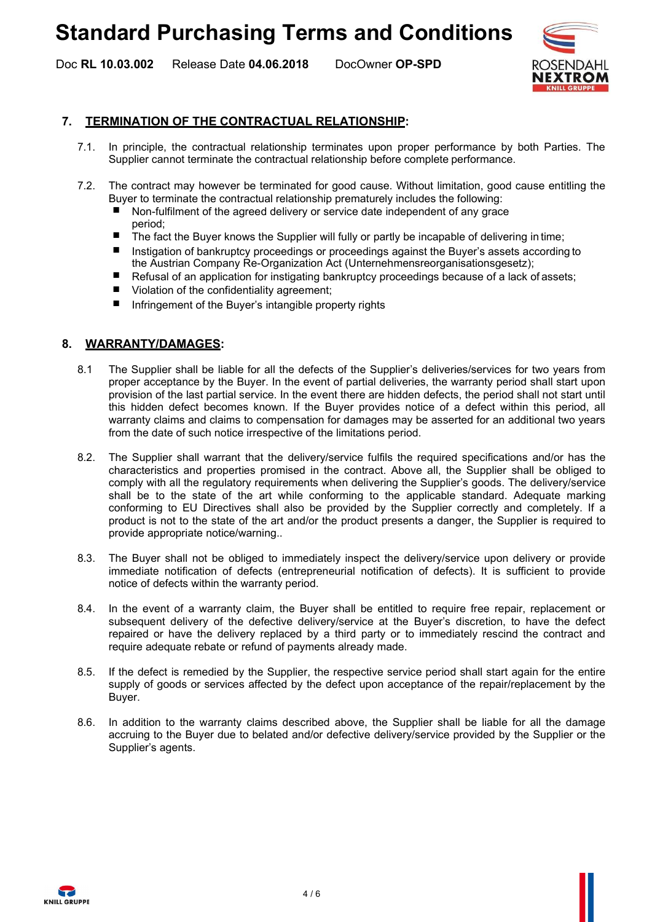## 7. TERMINATION OF THE CONTRACTUAL RELATIONSHIP:

7.1. In principle, the contractual relationship terminates upon proper performance by both Parties. The Supplier cannot terminate the contractual relationship before complete performance.

7.2. The contract may however be terminated for good cause. Without limitation, good cause entitling the Buyer to terminate the contractual relationship prematurely includes the following:

- Non-fulfilment of the agreed delivery or service date independent of any grace period;
- The fact the Buyer knows the Supplier will fully or partly be incapable of delivering in time;
- Instigation of bankruptcy proceedings or proceedings against the Buyer's assets according to the Austrian Company Re-Organization Act (Unternehmensreorganisationsgesetz);
- Refusal of an application for instigating bankruptcy proceedings because of a lack of assets;
- Violation of the confidentiality agreement;
- Infringement of the Buyer's intangible property rights

## 8. WARRANTY/DAMAGES:

8.1 The Supplier shall be liable for all the defects of the Supplier's deliveries/services for two years from proper acceptance by the Buyer. In the event of partial deliveries, the warranty period shall start upon provision of the last partial service. In the event there are hidden defects, the period shall not start until this hidden defect becomes known. If the Buyer provides notice of a defect within this period, all warranty claims and claims to compensation for damages may be asserted for an additional two years from the date of such notice irrespective of the limitations period.

8.2. The Supplier shall warrant that the delivery/service fulfils the required specifications and/or has the characteristics and properties promised in the contract. Above all, the Supplier shall be obliged to comply with all the regulatory requirements when delivering the Supplier's goods. The delivery/service shall be to the state of the art while conforming to the applicable standard. Adequate marking conforming to EU Directives shall also be provided by the Supplier correctly and completely. If a product is not to the state of the art and/or the product presents a danger, the Supplier is required to provide appropriate notice/warning..

8.3. The Buyer shall not be obliged to immediately inspect the delivery/service upon delivery or provide immediate notification of defects (entrepreneurial notification of defects). It is sufficient to provide notice of defects within the warranty period.

8.4. In the event of a warranty claim, the Buyer shall be entitled to require free repair, replacement or subsequent delivery of the defective delivery/service at the Buyer's discretion, to have the defect repaired or have the delivery replaced by a third party or to immediately rescind the contract and require adequate rebate or refund of payments already made.

8.5. If the defect is remedied by the Supplier, the respective service period shall start again for the entire supply of goods or services affected by the defect upon acceptance of the repair/replacement by the Buyer.

8.6. In addition to the warranty claims described above, the Supplier shall be liable for all the damage accruing to the Buyer due to belated and/or defective delivery/service provided by the Supplier or the Supplier's agents.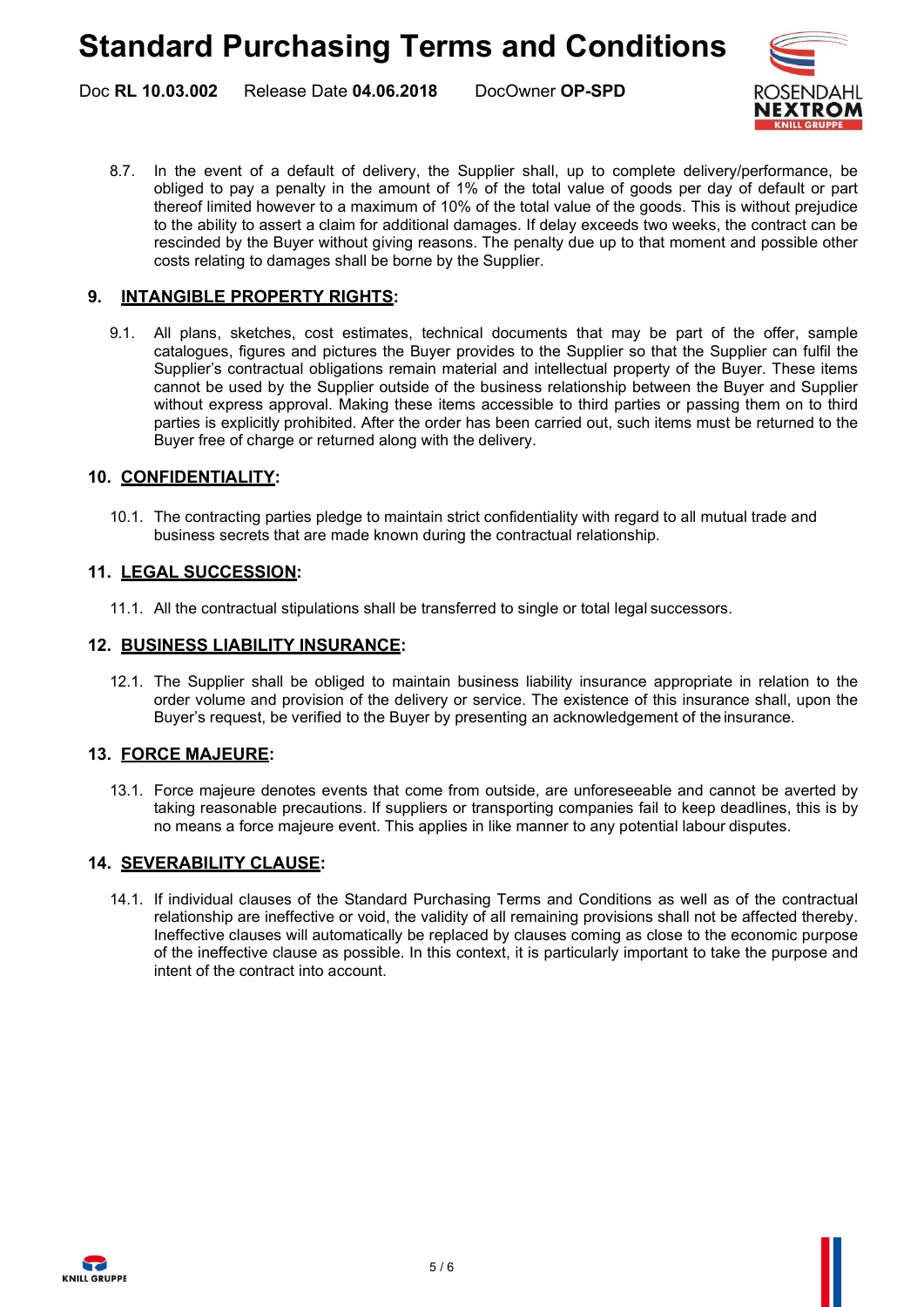8.7. In the event of a default of delivery, the Supplier shall, up to complete delivery/performance, be obliged to pay a penalty in the amount of 1% of the total value of goods per day of default or part thereof limited however to a maximum of 10% of the total value of the goods. This is without prejudice to the ability to assert a claim for additional damages. If delay exceeds two weeks, the contract can be rescinded by the Buyer without giving reasons. The penalty due up to that moment and possible other costs relating to damages shall be borne by the Supplier.

## 9. INTANGIBLE PROPERTY RIGHTS:

9.1. All plans, sketches, cost estimates, technical documents that may be part of the offer, sample catalogues, figures and pictures the Buyer provides to the Supplier so that the Supplier can fulfil the Supplier's contractual obligations remain material and intellectual property of the Buyer. These items cannot be used by the Supplier outside of the business relationship between the Buyer and Supplier without express approval. Making these items accessible to third parties or passing them on to third parties is explicitly prohibited. After the order has been carried out, such items must be returned to the Buyer free of charge or returned along with the delivery.

## 10. CONFIDENTIALITY:

10.1. The contracting parties pledge to maintain strict confidentiality with regard to all mutual trade and business secrets that are made known during the contractual relationship.

## 11. LEGAL SUCCESSION:

11.1. All the contractual stipulations shall be transferred to single or total legal successors.

## 12. BUSINESS LIABILITY INSURANCE:

12.1. The Supplier shall be obliged to maintain business liability insurance appropriate in relation to the order volume and provision of the delivery or service. The existence of this insurance shall, upon the Buyer's request, be verified to the Buyer by presenting an acknowledgement of the insurance.

## 13. FORCE MAJEURE:

13.1. Force majeure denotes events that come from outside, are unforeseeable and cannot be averted by taking reasonable precautions. If suppliers or transporting companies fail to keep deadlines, this is by no means a force majeure event. This applies in like manner to any potential labour disputes.

## 14. SEVERABILITY CLAUSE:

14.1. If individual clauses of the Standard Purchasing Terms and Conditions as well as of the contractual relationship are ineffective or void, the validity of all remaining provisions shall not be affected thereby. Ineffective clauses will automatically be replaced by clauses coming as close to the economic purpose of the ineffective clause as possible. In this context, it is particularly important to take the purpose and intent of the contract into account.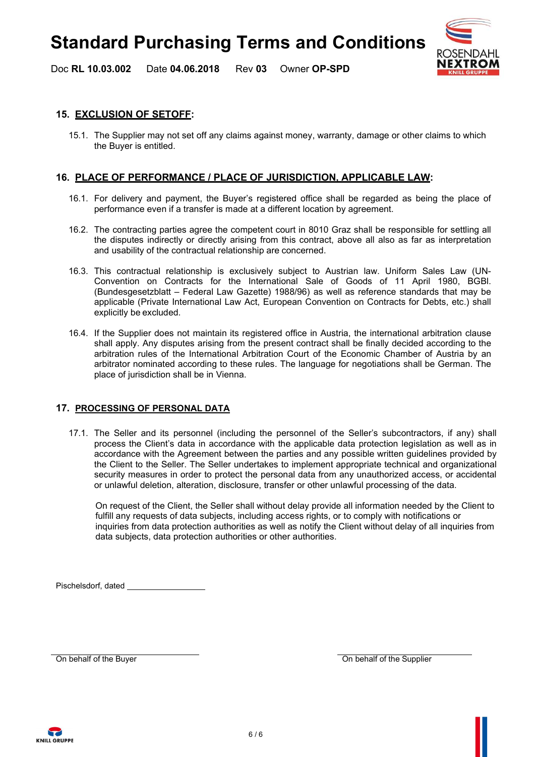## 15. EXCLUSION OF SETOFF:

15.1. The Supplier may not set off any claims against money, warranty, damage or other claims to which the Buyer is entitled.

## 16. PLACE OF PERFORMANCE / PLACE OF JURISDICTION, APPLICABLE LAW:

16.1. For delivery and payment, the Buyer's registered office shall be regarded as being the place of performance even if a transfer is made at a different location by agreement.

16.2. The contracting parties agree the competent court in 8010 Graz shall be responsible for settling all the disputes indirectly or directly arising from this contract, above all also as far as interpretation and usability of the contractual relationship are concerned.

16.3. This contractual relationship is exclusively subject to Austrian law. Uniform Sales Law (UN-Convention on Contracts for the International Sale of Goods of 11 April 1980, BGBl. (Bundesgesetzblatt – Federal Law Gazette) 1988/96) as well as reference standards that may be applicable (Private International Law Act, European Convention on Contracts for Debts, etc.) shall explicitly be excluded.

16.4. If the Supplier does not maintain its registered office in Austria, the international arbitration clause shall apply. Any disputes arising from the present contract shall be finally decided according to the arbitration rules of the International Arbitration Court of the Economic Chamber of Austria by an arbitrator nominated according to these rules. The language for negotiations shall be German. The place of jurisdiction shall be in Vienna.

## 17. PROCESSING OF PERSONAL DATA

17.1. The Seller and its personnel (including the personnel of the Seller's subcontractors, if any) shall process the Client's data in accordance with the applicable data protection legislation as well as in accordance with the Agreement between the parties and any possible written guidelines provided by the Client to the Seller. The Seller undertakes to implement appropriate technical and organizational security measures in order to protect the personal data from any unauthorized access, or accidental or unlawful deletion, alteration, disclosure, transfer or other unlawful processing of the data.

On request of the Client, the Seller shall without delay provide all information needed by the Client to fulfill any requests of data subjects, including access rights, or to comply with notifications or inquiries from data protection authorities as well as notify the Client without delay of all inquiries from data subjects, data protection authorities or other authorities.

Pischelsdorf, dated \_\_\_\_\_\_\_\_\_\_\_\_\_\_\_\_

| | |
|---|---|
| On behalf of the Buyer | On behalf of the Supplier |